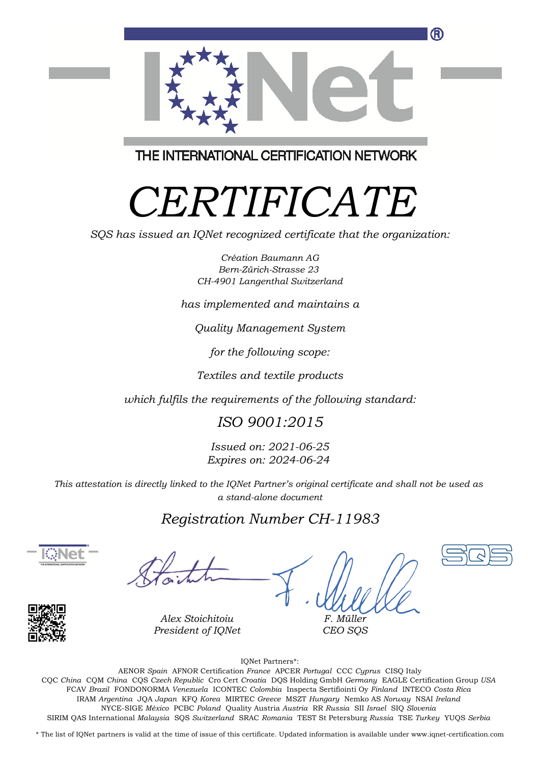THE INTERNATIONAL CERTIFICATION NETWORK

# *CERTIFICATE*

*SQS has issued an IQNet recognized certificate that the organization:*

*Création Baumann AG*
*Bern-Zürich-Strasse 23*
*CH-4901 Langenthal Switzerland*

*has implemented and maintains a*

*Quality Management System*

*for the following scope:*

*Textiles and textile products*

*which fulfils the requirements of the following standard:*

*ISO 9001:2015*

*Issued on: 2021-06-25*
*Expires on: 2024-06-24*

*This attestation is directly linked to the IQNet Partner's original certificate and shall not be used as a stand-alone document*

*Registration Number CH-11983*

*Alex Stoichitoiu*
*President of IQNet*

*F. Müller*
*CEO SQS*

IQNet Partners*:

AENOR *Spain* AFNOR Certification *France* APCER *Portugal* CCC *Cyprus* CISQ Italy
CQC *China* CQM *China* CQS *Czech Republic* Cro Cert *Croatia* DQS Holding GmbH *Germany* EAGLE Certification Group *USA*
FCAV *Brazil* FONDONORMA *Venezuela* ICONTEC *Colombia* Inspecta Sertifiointi Oy *Finland* INTECO *Costa Rica*
IRAM *Argentina* JQA *Japan* KFQ *Korea* MIRTEC *Greece* MSZT *Hungary* Nemko AS *Norway* NSAI *Ireland*
NYCE-SIGE *México* PCBC *Poland* Quality Austria *Austria* RR *Russia* SII *Israel* SIQ *Slovenia*
SIRIM QAS International *Malaysia* SQS *Switzerland* SRAC *Romania* TEST St Petersburg *Russia* TSE *Turkey* YUQS *Serbia*

* The list of IQNet partners is valid at the time of issue of this certificate. Updated information is available under www.iqnet-certification.com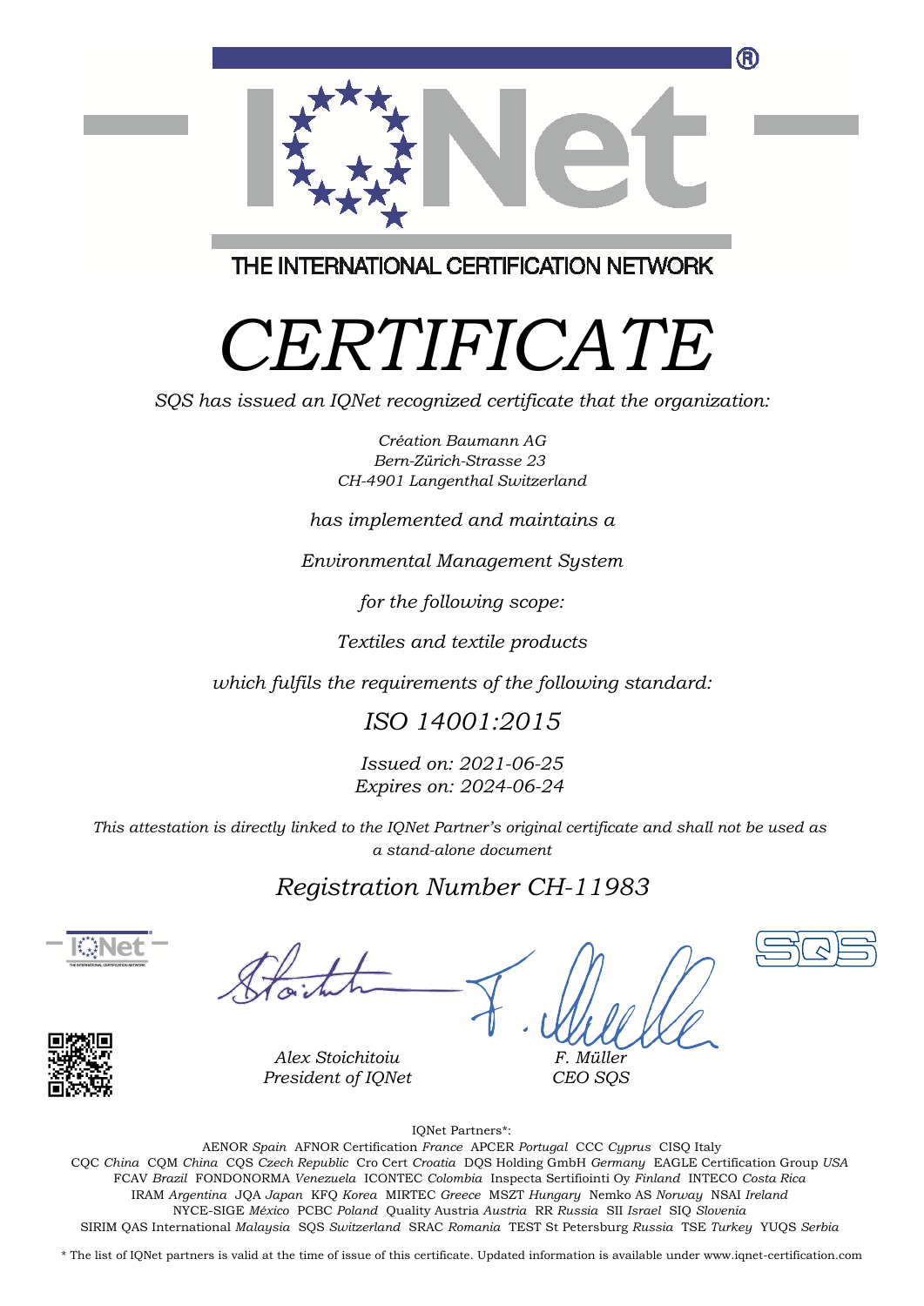# IQNet

THE INTERNATIONAL CERTIFICATION NETWORK

# *CERTIFICATE*

*SQS has issued an IQNet recognized certificate that the organization:*

*Création Baumann AG*
*Bern-Zürich-Strasse 23*
*CH-4901 Langenthal Switzerland*

*has implemented and maintains a*

*Environmental Management System*

*for the following scope:*

*Textiles and textile products*

*which fulfils the requirements of the following standard:*

*ISO 14001:2015*

*Issued on: 2021-06-25*
*Expires on: 2024-06-24*

*This attestation is directly linked to the IQNet Partner's original certificate and shall not be used as a stand-alone document*

*Registration Number CH-11983*

*Alex Stoichitoiu*
*President of IQNet*

*F. Müller*
*CEO SQS*

IQNet Partners*:

AENOR *Spain* AFNOR Certification *France* APCER *Portugal* CCC *Cyprus* CISQ Italy
CQC *China* CQM *China* CQS *Czech Republic* Cro Cert *Croatia* DQS Holding GmbH *Germany* EAGLE Certification Group *USA*
FCAV *Brazil* FONDONORMA *Venezuela* ICONTEC *Colombia* Inspecta Sertifiointi Oy *Finland* INTECO *Costa Rica*
IRAM *Argentina* JQA *Japan* KFQ *Korea* MIRTEC *Greece* MSZT *Hungary* Nemko AS *Norway* NSAI *Ireland*
NYCE-SIGE *México* PCBC *Poland* Quality Austria *Austria* RR *Russia* SII *Israel* SIQ *Slovenia*
SIRIM QAS International *Malaysia* SQS *Switzerland* SRAC *Romania* TEST St Petersburg *Russia* TSE *Turkey* YUQS *Serbia*

* The list of IQNet partners is valid at the time of issue of this certificate. Updated information is available under www.iqnet-certification.com